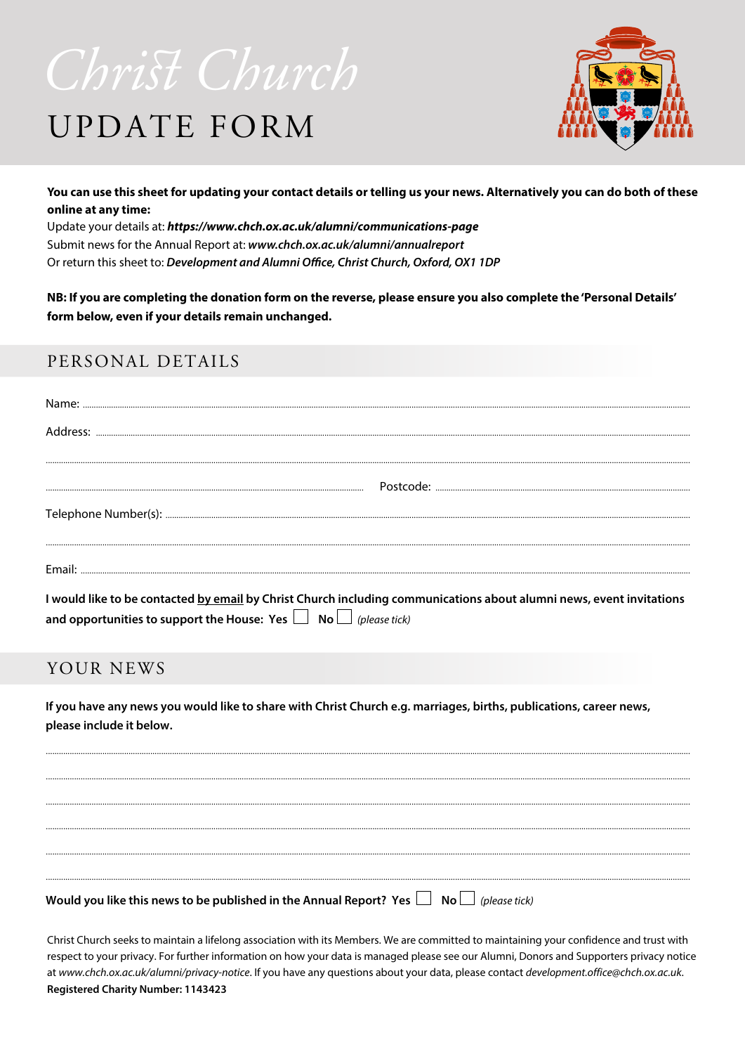# Christ Church

# UPDATE FORM

**You can use this sheet for updating your contact details or telling us your news. Alternatively you can do both of these online at any time:**

Update your details at: ***https://www.chch.ox.ac.uk/alumni/communications-page***

Submit news for the Annual Report at: ***www.chch.ox.ac.uk/alumni/annualreport***

Or return this sheet to: ***Development and Alumni Office, Christ Church, Oxford, OX1 1DP***

**NB: If you are completing the donation form on the reverse, please ensure you also complete the 'Personal Details' form below, even if your details remain unchanged.**

## PERSONAL DETAILS

Name: ..........................................................................................................................................

Address: ..........................................................................................................................................

..........................................................................................................................................

.......................................................................... Postcode: ..........................................................

Telephone Number(s): ..........................................................................................................................................

..........................................................................................................................................

Email: ..........................................................................................................................................

**I would like to be contacted by email by Christ Church including communications about alumni news, event invitations and opportunities to support the House: Yes ☐ No ☐** *(please tick)*

## YOUR NEWS

**If you have any news you would like to share with Christ Church e.g. marriages, births, publications, career news, please include it below.**

..........................................................................................................................................

..........................................................................................................................................

..........................................................................................................................................

..........................................................................................................................................

..........................................................................................................................................

..........................................................................................................................................

**Would you like this news to be published in the Annual Report? Yes ☐ No ☐** *(please tick)*

Christ Church seeks to maintain a lifelong association with its Members. We are committed to maintaining your confidence and trust with respect to your privacy. For further information on how your data is managed please see our Alumni, Donors and Supporters privacy notice at *www.chch.ox.ac.uk/alumni/privacy-notice*. If you have any questions about your data, please contact *development.office@chch.ox.ac.uk*.

**Registered Charity Number: 1143423**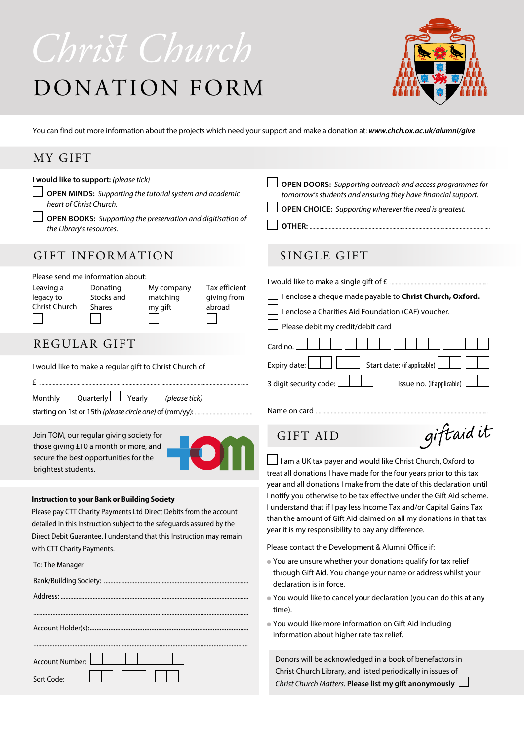# Christ Church

# DONATION FORM

You can find out more information about the projects which need your support and make a donation at: ***www.chch.ox.ac.uk/alumni/give***

## MY GIFT

**I would like to support:** *(please tick)*

☐ **OPEN MINDS:** *Supporting the tutorial system and academic heart of Christ Church.*

☐ **OPEN BOOKS:** *Supporting the preservation and digitisation of the Library's resources.*

☐ **OPEN DOORS:** *Supporting outreach and access programmes for tomorrow's students and ensuring they have financial support.*

☐ **OPEN CHOICE:** *Supporting wherever the need is greatest.*

☐ **OTHER:** ..............................

## GIFT INFORMATION

Please send me information about:

| Leaving a legacy to Christ Church | Donating Stocks and Shares | My company matching my gift | Tax efficient giving from abroad |
|---|---|---|---|
| ☐ | ☐ | ☐ | ☐ |

## REGULAR GIFT

I would like to make a regular gift to Christ Church of

£ ..............................

Monthly ☐ Quarterly ☐ Yearly ☐ *(please tick)*

starting on 1st or 15th *(please circle one)* of (mm/yy): ..............................

Join TOM, our regular giving society for those giving £10 a month or more, and secure the best opportunities for the brightest students.

**Instruction to your Bank or Building Society**

Please pay CTT Charity Payments Ltd Direct Debits from the account detailed in this Instruction subject to the safeguards assured by the Direct Debit Guarantee. I understand that this Instruction may remain with CTT Charity Payments.

To: The Manager

Bank/Building Society: ..............................

Address: ..............................

..............................

Account Holder(s): ..............................

..............................

Account Number: ☐☐☐☐☐☐☐☐

Sort Code: ☐☐ ☐☐ ☐☐

## SINGLE GIFT

I would like to make a single gift of £ ..............................

☐ I enclose a cheque made payable to **Christ Church, Oxford.**

☐ I enclose a Charities Aid Foundation (CAF) voucher.

☐ Please debit my credit/debit card

Card no. ☐☐☐☐ ☐☐☐☐ ☐☐☐☐ ☐☐☐☐

Expiry date: ☐☐ ☐☐ Start date: (if applicable) ☐☐ ☐☐

3 digit security code: ☐☐☐ Issue no. (if applicable) ☐☐

Name on card ..............................

## GIFT AID

giftaid it

☐ I am a UK tax payer and would like Christ Church, Oxford to treat all donations I have made for the four years prior to this tax year and all donations I make from the date of this declaration until I notify you otherwise to be tax effective under the Gift Aid scheme. I understand that if I pay less Income Tax and/or Capital Gains Tax than the amount of Gift Aid claimed on all my donations in that tax year it is my responsibility to pay any difference.

Please contact the Development & Alumni Office if:

- You are unsure whether your donations qualify for tax relief through Gift Aid. You change your name or address whilst your declaration is in force.
- You would like to cancel your declaration (you can do this at any time).
- You would like more information on Gift Aid including information about higher rate tax relief.

Donors will be acknowledged in a book of benefactors in Christ Church Library, and listed periodically in issues of *Christ Church Matters*. **Please list my gift anonymously** ☐